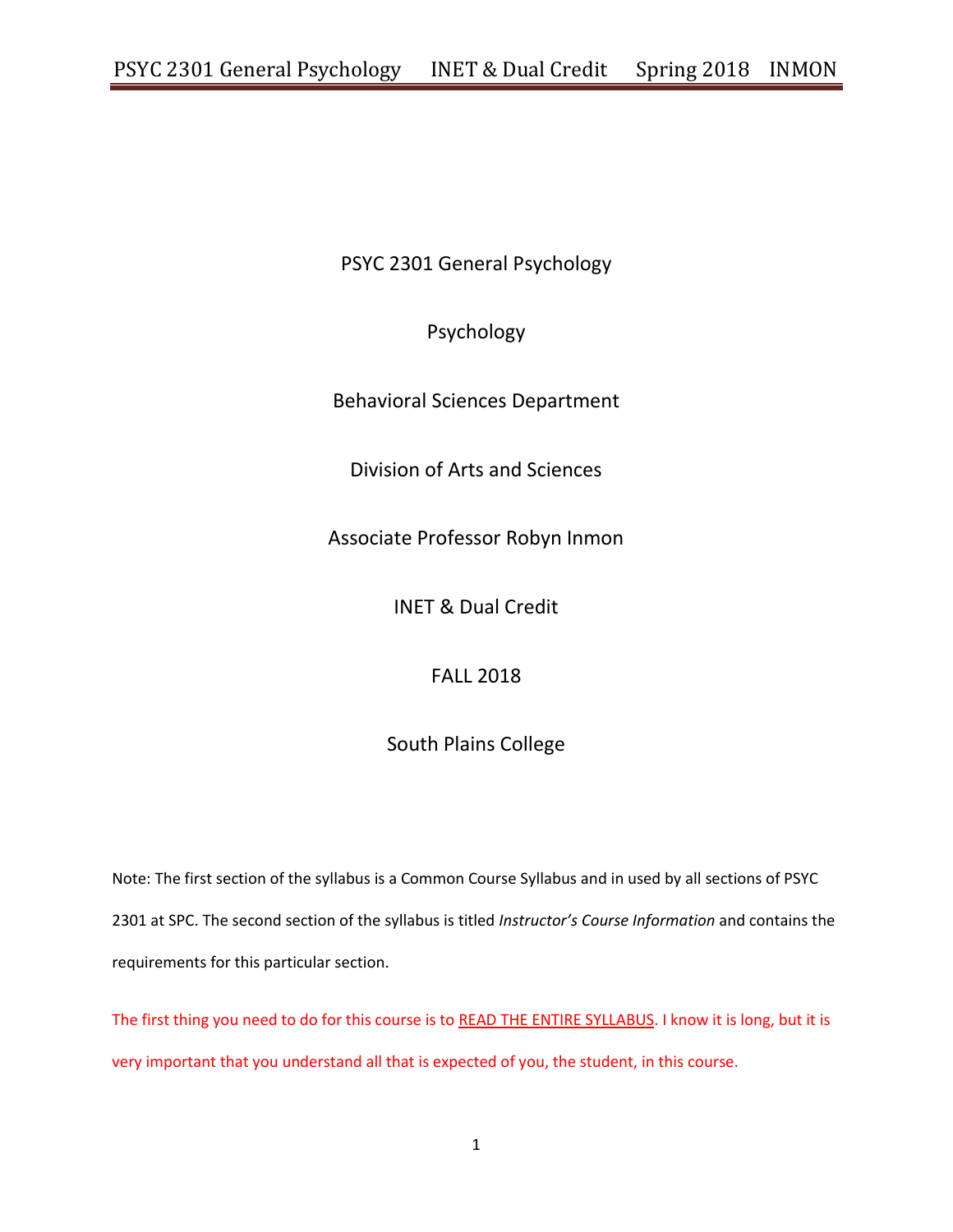PSYC 2301 General Psychology

Psychology

Behavioral Sciences Department

Division of Arts and Sciences

Associate Professor Robyn Inmon

INET & Dual Credit

FALL 2018

South Plains College

Note: The first section of the syllabus is a Common Course Syllabus and in used by all sections of PSYC 2301 at SPC. The second section of the syllabus is titled *Instructor's Course Information* and contains the requirements for this particular section.

The first thing you need to do for this course is to READ THE ENTIRE SYLLABUS. I know it is long, but it is very important that you understand all that is expected of you, the student, in this course.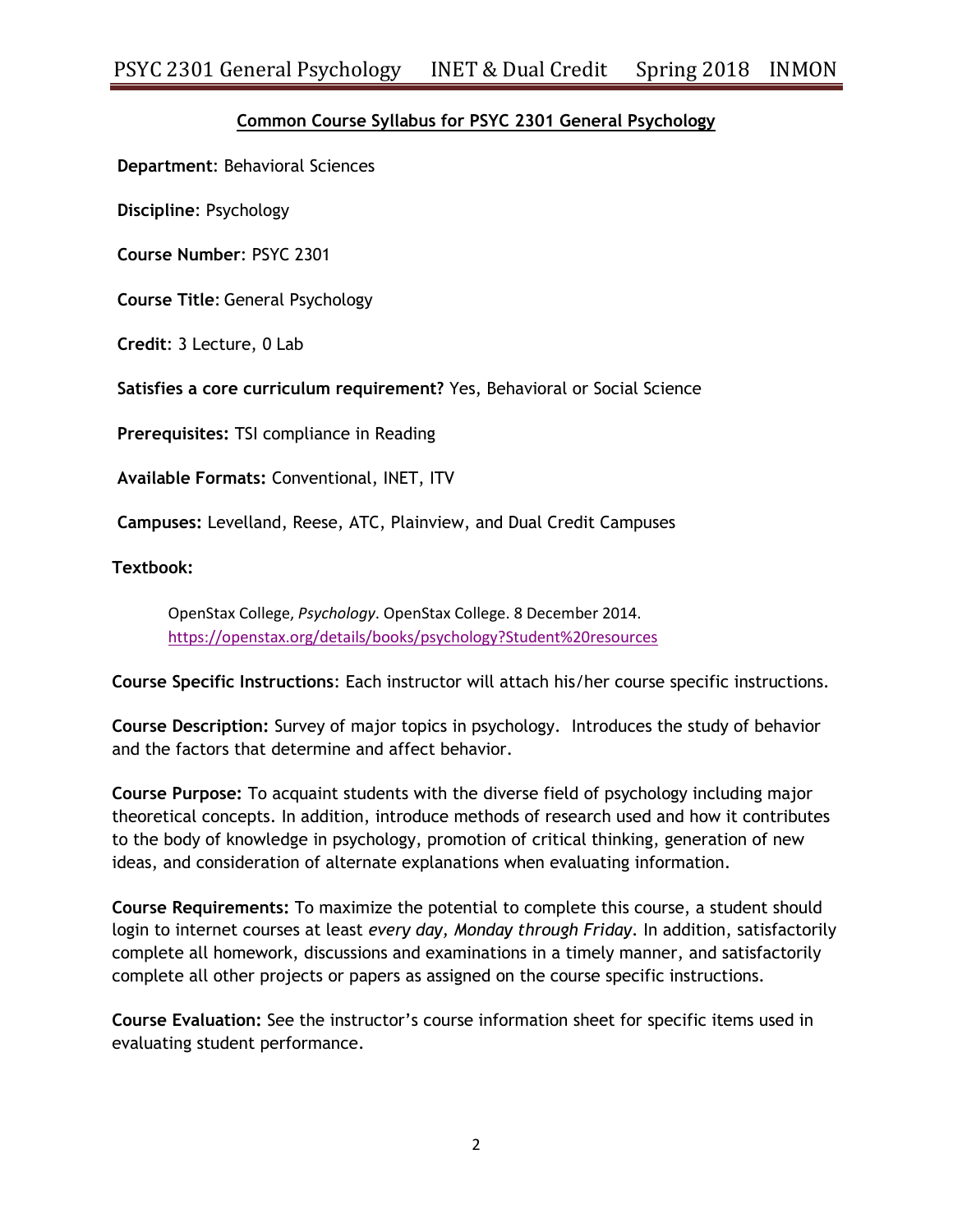## Common Course Syllabus for PSYC 2301 General Psychology

**Department**: Behavioral Sciences

**Discipline**: Psychology

**Course Number**: PSYC 2301

**Course Title**: General Psychology

**Credit**: 3 Lecture, 0 Lab

**Satisfies a core curriculum requirement?** Yes, Behavioral or Social Science

**Prerequisites:** TSI compliance in Reading

**Available Formats:** Conventional, INET, ITV

**Campuses:** Levelland, Reese, ATC, Plainview, and Dual Credit Campuses

**Textbook:**

OpenStax College, *Psychology*. OpenStax College. 8 December 2014. https://openstax.org/details/books/psychology?Student%20resources

**Course Specific Instructions**: Each instructor will attach his/her course specific instructions.

**Course Description:** Survey of major topics in psychology. Introduces the study of behavior and the factors that determine and affect behavior.

**Course Purpose:** To acquaint students with the diverse field of psychology including major theoretical concepts. In addition, introduce methods of research used and how it contributes to the body of knowledge in psychology, promotion of critical thinking, generation of new ideas, and consideration of alternate explanations when evaluating information.

**Course Requirements:** To maximize the potential to complete this course, a student should login to internet courses at least *every day, Monday through Friday*. In addition, satisfactorily complete all homework, discussions and examinations in a timely manner, and satisfactorily complete all other projects or papers as assigned on the course specific instructions.

**Course Evaluation:** See the instructor's course information sheet for specific items used in evaluating student performance.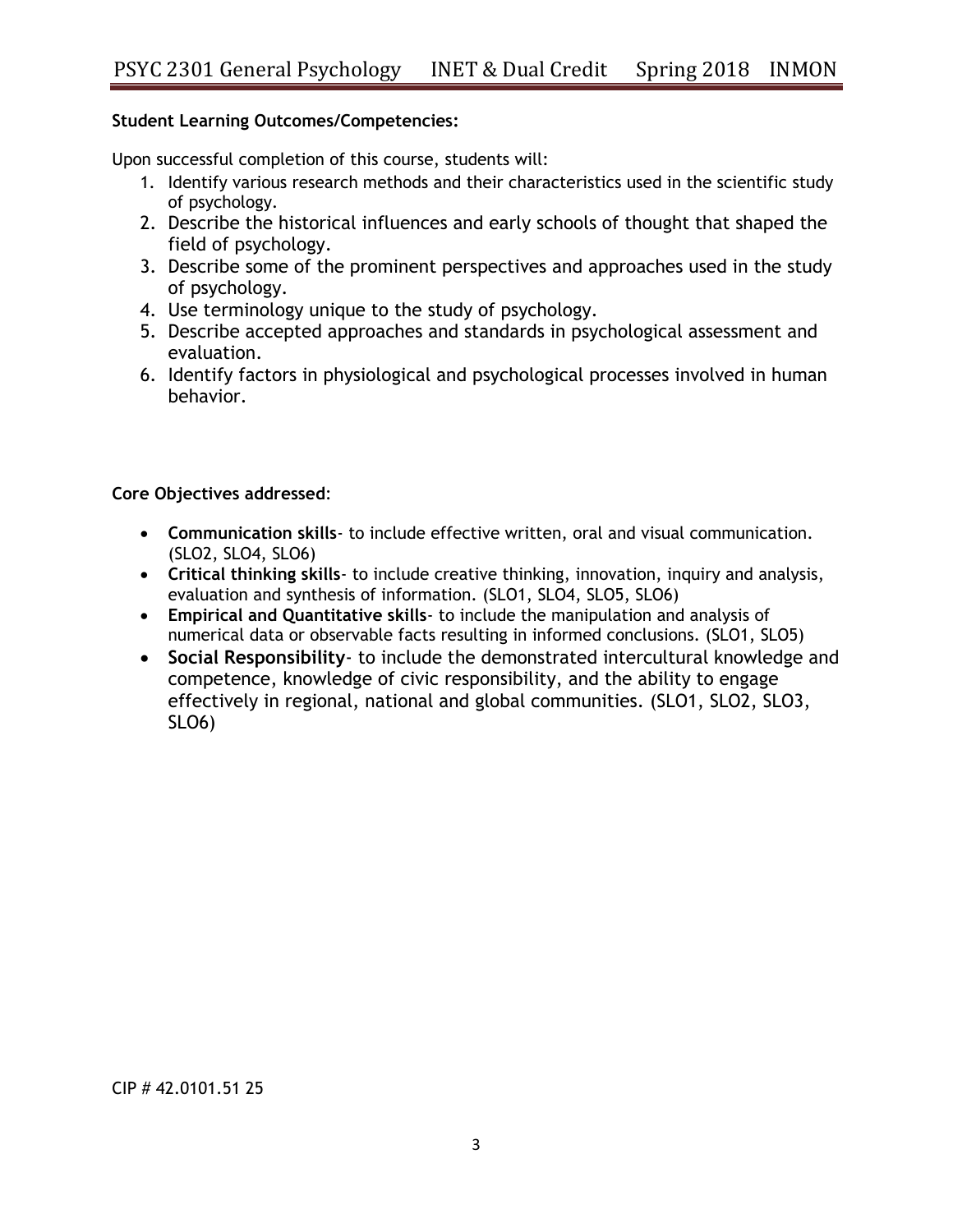**Student Learning Outcomes/Competencies:**

Upon successful completion of this course, students will:

1. Identify various research methods and their characteristics used in the scientific study of psychology.
2. Describe the historical influences and early schools of thought that shaped the field of psychology.
3. Describe some of the prominent perspectives and approaches used in the study of psychology.
4. Use terminology unique to the study of psychology.
5. Describe accepted approaches and standards in psychological assessment and evaluation.
6. Identify factors in physiological and psychological processes involved in human behavior.

**Core Objectives addressed**:

- **Communication skills**- to include effective written, oral and visual communication. (SLO2, SLO4, SLO6)
- **Critical thinking skills**- to include creative thinking, innovation, inquiry and analysis, evaluation and synthesis of information. (SLO1, SLO4, SLO5, SLO6)
- **Empirical and Quantitative skills**- to include the manipulation and analysis of numerical data or observable facts resulting in informed conclusions. (SLO1, SLO5)
- **Social Responsibility**- to include the demonstrated intercultural knowledge and competence, knowledge of civic responsibility, and the ability to engage effectively in regional, national and global communities. (SLO1, SLO2, SLO3, SLO6)

CIP # 42.0101.51 25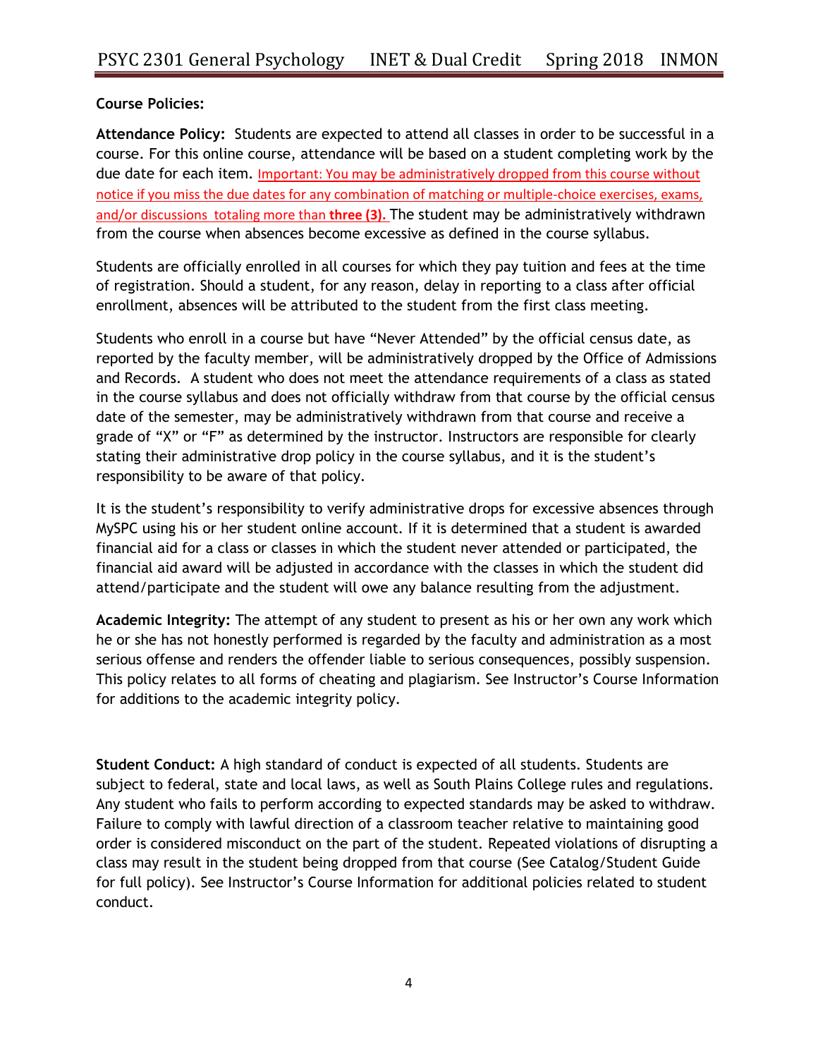**Course Policies:**

**Attendance Policy:** Students are expected to attend all classes in order to be successful in a course. For this online course, attendance will be based on a student completing work by the due date for each item. Important: You may be administratively dropped from this course without notice if you miss the due dates for any combination of matching or multiple-choice exercises, exams, and/or discussions totaling more than **three (3).** The student may be administratively withdrawn from the course when absences become excessive as defined in the course syllabus.

Students are officially enrolled in all courses for which they pay tuition and fees at the time of registration. Should a student, for any reason, delay in reporting to a class after official enrollment, absences will be attributed to the student from the first class meeting.

Students who enroll in a course but have "Never Attended" by the official census date, as reported by the faculty member, will be administratively dropped by the Office of Admissions and Records. A student who does not meet the attendance requirements of a class as stated in the course syllabus and does not officially withdraw from that course by the official census date of the semester, may be administratively withdrawn from that course and receive a grade of "X" or "F" as determined by the instructor. Instructors are responsible for clearly stating their administrative drop policy in the course syllabus, and it is the student's responsibility to be aware of that policy.

It is the student's responsibility to verify administrative drops for excessive absences through MySPC using his or her student online account. If it is determined that a student is awarded financial aid for a class or classes in which the student never attended or participated, the financial aid award will be adjusted in accordance with the classes in which the student did attend/participate and the student will owe any balance resulting from the adjustment.

**Academic Integrity:** The attempt of any student to present as his or her own any work which he or she has not honestly performed is regarded by the faculty and administration as a most serious offense and renders the offender liable to serious consequences, possibly suspension. This policy relates to all forms of cheating and plagiarism. See Instructor's Course Information for additions to the academic integrity policy.

**Student Conduct:** A high standard of conduct is expected of all students. Students are subject to federal, state and local laws, as well as South Plains College rules and regulations. Any student who fails to perform according to expected standards may be asked to withdraw. Failure to comply with lawful direction of a classroom teacher relative to maintaining good order is considered misconduct on the part of the student. Repeated violations of disrupting a class may result in the student being dropped from that course (See Catalog/Student Guide for full policy). See Instructor's Course Information for additional policies related to student conduct.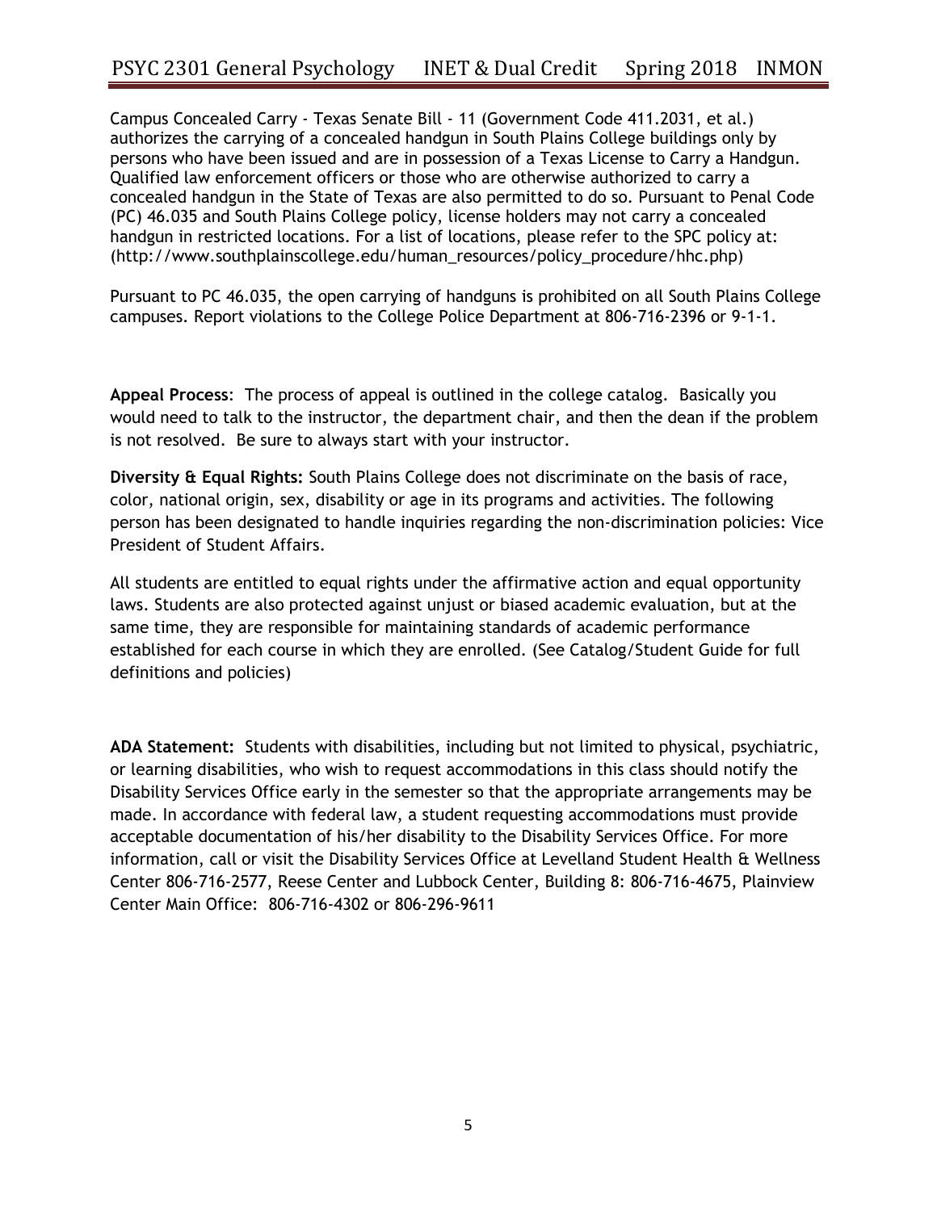Campus Concealed Carry - Texas Senate Bill - 11 (Government Code 411.2031, et al.) authorizes the carrying of a concealed handgun in South Plains College buildings only by persons who have been issued and are in possession of a Texas License to Carry a Handgun. Qualified law enforcement officers or those who are otherwise authorized to carry a concealed handgun in the State of Texas are also permitted to do so. Pursuant to Penal Code (PC) 46.035 and South Plains College policy, license holders may not carry a concealed handgun in restricted locations. For a list of locations, please refer to the SPC policy at: (http://www.southplainscollege.edu/human_resources/policy_procedure/hhc.php)

Pursuant to PC 46.035, the open carrying of handguns is prohibited on all South Plains College campuses. Report violations to the College Police Department at 806-716-2396 or 9-1-1.

**Appeal Process**: The process of appeal is outlined in the college catalog. Basically you would need to talk to the instructor, the department chair, and then the dean if the problem is not resolved. Be sure to always start with your instructor.

**Diversity & Equal Rights:** South Plains College does not discriminate on the basis of race, color, national origin, sex, disability or age in its programs and activities. The following person has been designated to handle inquiries regarding the non-discrimination policies: Vice President of Student Affairs.

All students are entitled to equal rights under the affirmative action and equal opportunity laws. Students are also protected against unjust or biased academic evaluation, but at the same time, they are responsible for maintaining standards of academic performance established for each course in which they are enrolled. (See Catalog/Student Guide for full definitions and policies)

**ADA Statement:** Students with disabilities, including but not limited to physical, psychiatric, or learning disabilities, who wish to request accommodations in this class should notify the Disability Services Office early in the semester so that the appropriate arrangements may be made. In accordance with federal law, a student requesting accommodations must provide acceptable documentation of his/her disability to the Disability Services Office. For more information, call or visit the Disability Services Office at Levelland Student Health & Wellness Center 806-716-2577, Reese Center and Lubbock Center, Building 8: 806-716-4675, Plainview Center Main Office: 806-716-4302 or 806-296-9611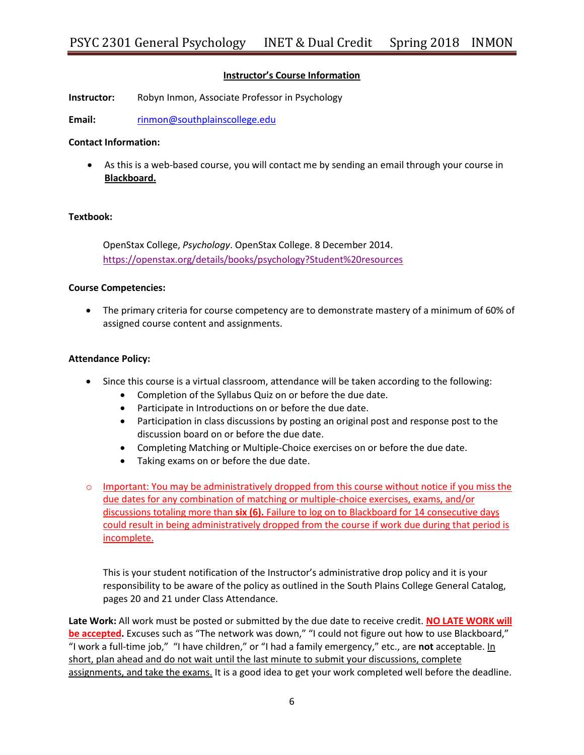## Instructor's Course Information

**Instructor:** Robyn Inmon, Associate Professor in Psychology

**Email:** rinmon@southplainscollege.edu

**Contact Information:**

- As this is a web-based course, you will contact me by sending an email through your course in **Blackboard.**

**Textbook:**

OpenStax College, *Psychology*. OpenStax College. 8 December 2014. https://openstax.org/details/books/psychology?Student%20resources

**Course Competencies:**

- The primary criteria for course competency are to demonstrate mastery of a minimum of 60% of assigned course content and assignments.

**Attendance Policy:**

- Since this course is a virtual classroom, attendance will be taken according to the following:
  - Completion of the Syllabus Quiz on or before the due date.
  - Participate in Introductions on or before the due date.
  - Participation in class discussions by posting an original post and response post to the discussion board on or before the due date.
  - Completing Matching or Multiple-Choice exercises on or before the due date.
  - Taking exams on or before the due date.

- Important: You may be administratively dropped from this course without notice if you miss the due dates for any combination of matching or multiple-choice exercises, exams, and/or discussions totaling more than **six (6).** Failure to log on to Blackboard for 14 consecutive days could result in being administratively dropped from the course if work due during that period is incomplete.

This is your student notification of the Instructor's administrative drop policy and it is your responsibility to be aware of the policy as outlined in the South Plains College General Catalog, pages 20 and 21 under Class Attendance.

**Late Work:** All work must be posted or submitted by the due date to receive credit. **NO LATE WORK will be accepted.** Excuses such as "The network was down," "I could not figure out how to use Blackboard," "I work a full-time job," "I have children," or "I had a family emergency," etc., are **not** acceptable. In short, plan ahead and do not wait until the last minute to submit your discussions, complete assignments, and take the exams. It is a good idea to get your work completed well before the deadline.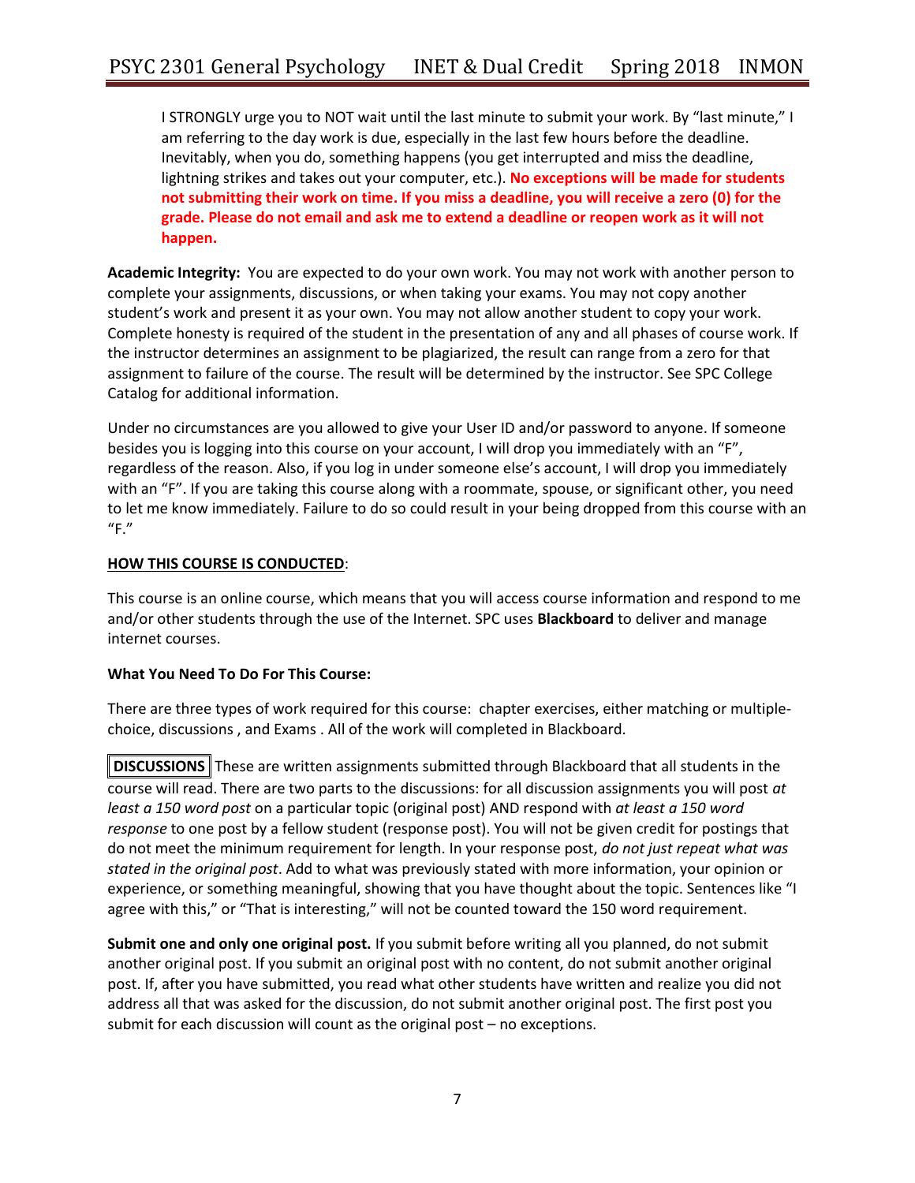I STRONGLY urge you to NOT wait until the last minute to submit your work. By "last minute," I am referring to the day work is due, especially in the last few hours before the deadline. Inevitably, when you do, something happens (you get interrupted and miss the deadline, lightning strikes and takes out your computer, etc.). **No exceptions will be made for students not submitting their work on time. If you miss a deadline, you will receive a zero (0) for the grade. Please do not email and ask me to extend a deadline or reopen work as it will not happen.**

**Academic Integrity:** You are expected to do your own work. You may not work with another person to complete your assignments, discussions, or when taking your exams. You may not copy another student's work and present it as your own. You may not allow another student to copy your work. Complete honesty is required of the student in the presentation of any and all phases of course work. If the instructor determines an assignment to be plagiarized, the result can range from a zero for that assignment to failure of the course. The result will be determined by the instructor. See SPC College Catalog for additional information.

Under no circumstances are you allowed to give your User ID and/or password to anyone. If someone besides you is logging into this course on your account, I will drop you immediately with an "F", regardless of the reason. Also, if you log in under someone else's account, I will drop you immediately with an "F". If you are taking this course along with a roommate, spouse, or significant other, you need to let me know immediately. Failure to do so could result in your being dropped from this course with an "F."

**HOW THIS COURSE IS CONDUCTED**:

This course is an online course, which means that you will access course information and respond to me and/or other students through the use of the Internet. SPC uses **Blackboard** to deliver and manage internet courses.

**What You Need To Do For This Course:**

There are three types of work required for this course: chapter exercises, either matching or multiple-choice, discussions , and Exams . All of the work will completed in Blackboard.

**DISCUSSIONS** These are written assignments submitted through Blackboard that all students in the course will read. There are two parts to the discussions: for all discussion assignments you will post *at least a 150 word post* on a particular topic (original post) AND respond with *at least a 150 word response* to one post by a fellow student (response post). You will not be given credit for postings that do not meet the minimum requirement for length. In your response post, *do not just repeat what was stated in the original post*. Add to what was previously stated with more information, your opinion or experience, or something meaningful, showing that you have thought about the topic. Sentences like "I agree with this," or "That is interesting," will not be counted toward the 150 word requirement.

**Submit one and only one original post.** If you submit before writing all you planned, do not submit another original post. If you submit an original post with no content, do not submit another original post. If, after you have submitted, you read what other students have written and realize you did not address all that was asked for the discussion, do not submit another original post. The first post you submit for each discussion will count as the original post – no exceptions.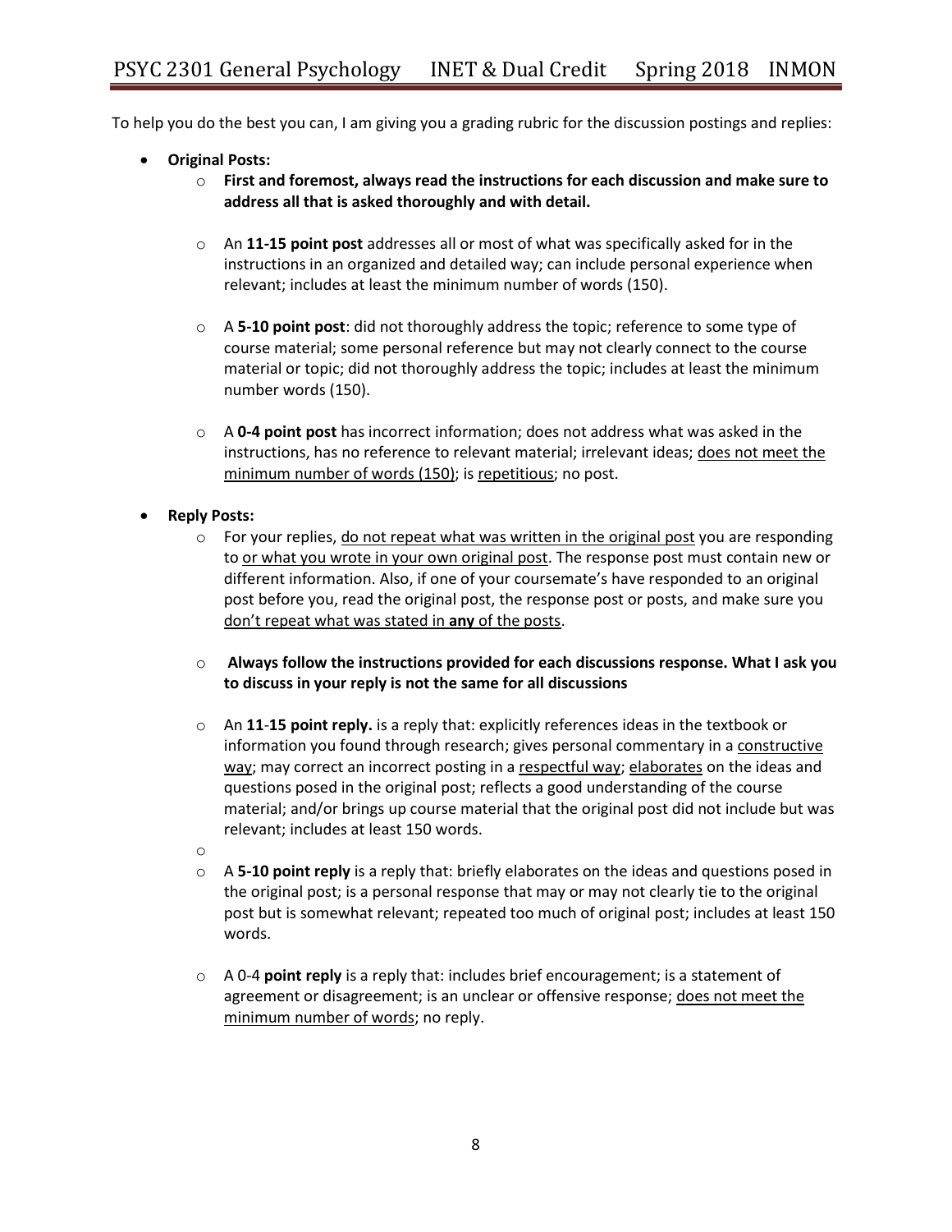To help you do the best you can, I am giving you a grading rubric for the discussion postings and replies:

- **Original Posts:**
  - **First and foremost, always read the instructions for each discussion and make sure to address all that is asked thoroughly and with detail.**
  - An **11-15 point post** addresses all or most of what was specifically asked for in the instructions in an organized and detailed way; can include personal experience when relevant; includes at least the minimum number of words (150).
  - A **5-10 point post**: did not thoroughly address the topic; reference to some type of course material; some personal reference but may not clearly connect to the course material or topic; did not thoroughly address the topic; includes at least the minimum number words (150).
  - A **0-4 point post** has incorrect information; does not address what was asked in the instructions, has no reference to relevant material; irrelevant ideas; <u>does not meet the minimum number of words (150)</u>; is <u>repetitious</u>; no post.

- **Reply Posts:**
  - For your replies, <u>do not repeat what was written in the original post</u> you are responding to <u>or what you wrote in your own original post</u>. The response post must contain new or different information. Also, if one of your coursemate's have responded to an original post before you, read the original post, the response post or posts, and make sure you <u>don't repeat what was stated in **any** of the posts</u>.
  - **Always follow the instructions provided for each discussions response. What I ask you to discuss in your reply is not the same for all discussions**
  - An **11-15 point reply.** is a reply that: explicitly references ideas in the textbook or information you found through research; gives personal commentary in a <u>constructive way</u>; may correct an incorrect posting in a <u>respectful way</u>; <u>elaborates</u> on the ideas and questions posed in the original post; reflects a good understanding of the course material; and/or brings up course material that the original post did not include but was relevant; includes at least 150 words.
  - A **5-10 point reply** is a reply that: briefly elaborates on the ideas and questions posed in the original post; is a personal response that may or may not clearly tie to the original post but is somewhat relevant; repeated too much of original post; includes at least 150 words.
  - A 0-4 **point reply** is a reply that: includes brief encouragement; is a statement of agreement or disagreement; is an unclear or offensive response; <u>does not meet the minimum number of words</u>; no reply.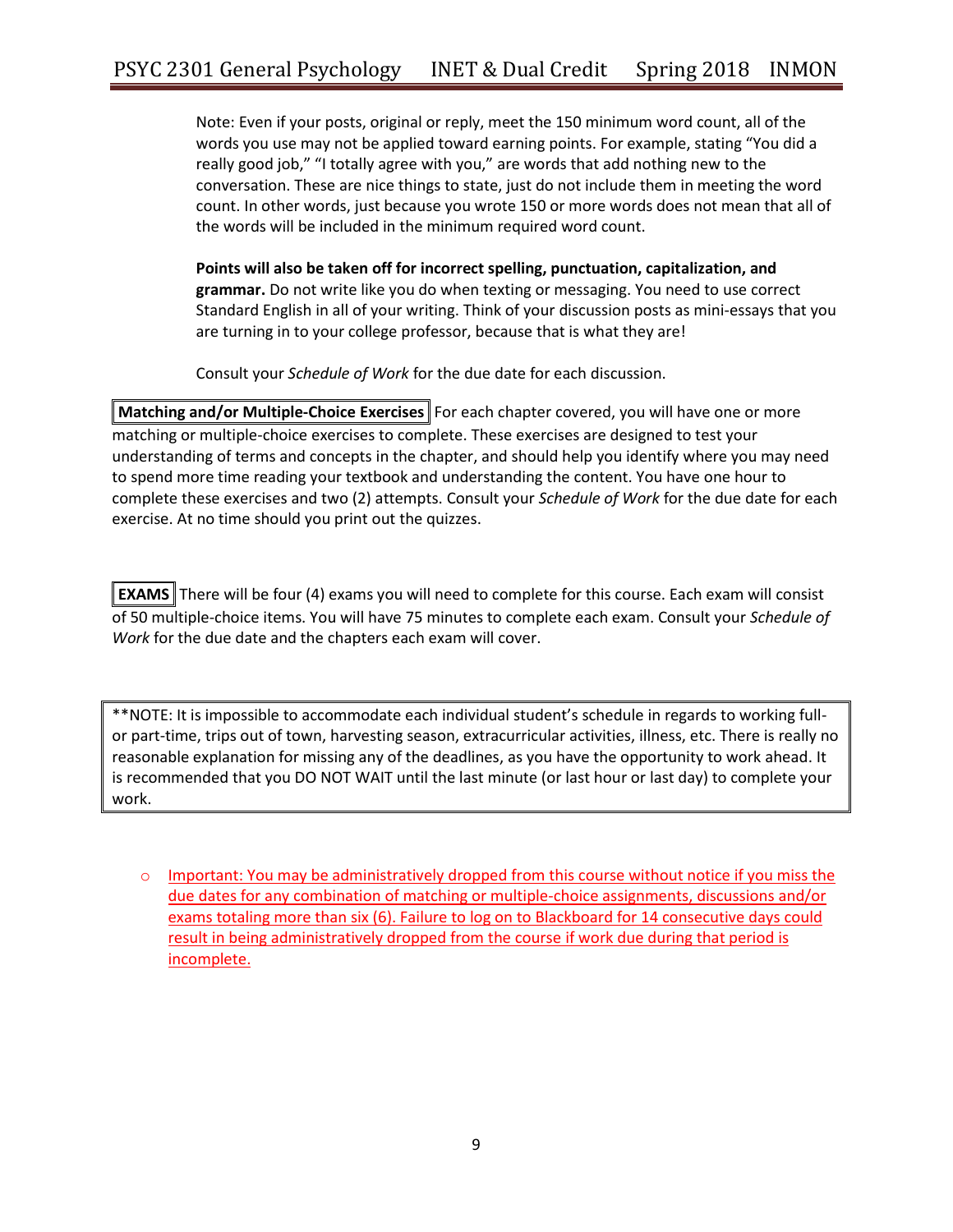Note: Even if your posts, original or reply, meet the 150 minimum word count, all of the words you use may not be applied toward earning points. For example, stating "You did a really good job," "I totally agree with you," are words that add nothing new to the conversation. These are nice things to state, just do not include them in meeting the word count. In other words, just because you wrote 150 or more words does not mean that all of the words will be included in the minimum required word count.

**Points will also be taken off for incorrect spelling, punctuation, capitalization, and grammar.** Do not write like you do when texting or messaging. You need to use correct Standard English in all of your writing. Think of your discussion posts as mini-essays that you are turning in to your college professor, because that is what they are!

Consult your *Schedule of Work* for the due date for each discussion.

**Matching and/or Multiple-Choice Exercises** For each chapter covered, you will have one or more matching or multiple-choice exercises to complete. These exercises are designed to test your understanding of terms and concepts in the chapter, and should help you identify where you may need to spend more time reading your textbook and understanding the content. You have one hour to complete these exercises and two (2) attempts. Consult your *Schedule of Work* for the due date for each exercise. At no time should you print out the quizzes.

**EXAMS** There will be four (4) exams you will need to complete for this course. Each exam will consist of 50 multiple-choice items. You will have 75 minutes to complete each exam. Consult your *Schedule of Work* for the due date and the chapters each exam will cover.

**NOTE: It is impossible to accommodate each individual student's schedule in regards to working full- or part-time, trips out of town, harvesting season, extracurricular activities, illness, etc. There is really no reasonable explanation for missing any of the deadlines, as you have the opportunity to work ahead. It is recommended that you DO NOT WAIT until the last minute (or last hour or last day) to complete your work.

- Important: You may be administratively dropped from this course without notice if you miss the due dates for any combination of matching or multiple-choice assignments, discussions and/or exams totaling more than six (6). Failure to log on to Blackboard for 14 consecutive days could result in being administratively dropped from the course if work due during that period is incomplete.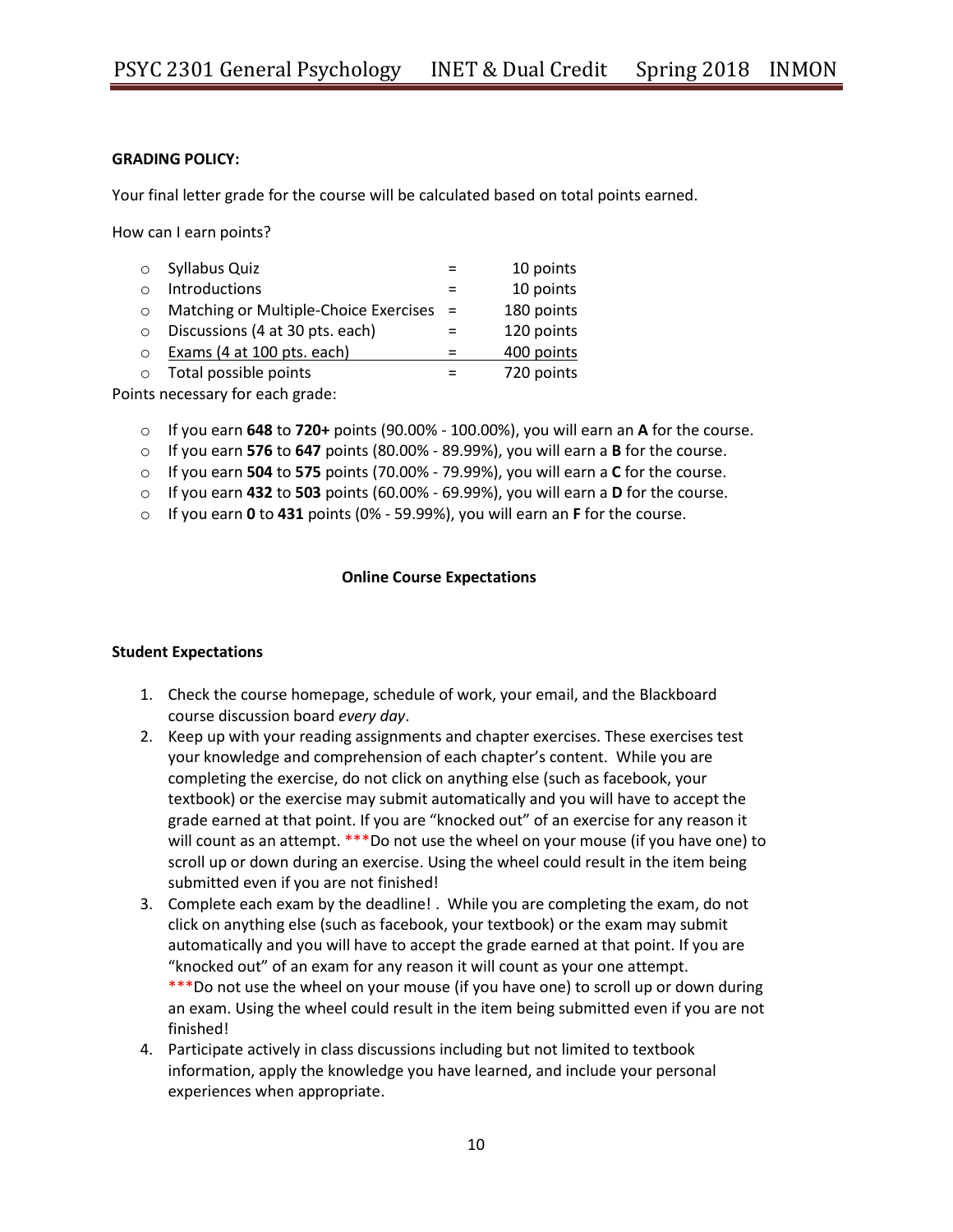**GRADING POLICY:**

Your final letter grade for the course will be calculated based on total points earned.

How can I earn points?

| | | |
|---|---|---|
| Syllabus Quiz | = | 10 points |
| Introductions | = | 10 points |
| Matching or Multiple-Choice Exercises | = | 180 points |
| Discussions (4 at 30 pts. each) | = | 120 points |
| Exams (4 at 100 pts. each) | = | 400 points |
| Total possible points | = | 720 points |

Points necessary for each grade:

- If you earn **648** to **720+** points (90.00% - 100.00%), you will earn an **A** for the course.
- If you earn **576** to **647** points (80.00% - 89.99%), you will earn a **B** for the course.
- If you earn **504** to **575** points (70.00% - 79.99%), you will earn a **C** for the course.
- If you earn **432** to **503** points (60.00% - 69.99%), you will earn a **D** for the course.
- If you earn **0** to **431** points (0% - 59.99%), you will earn an **F** for the course.

**Online Course Expectations**

**Student Expectations**

1. Check the course homepage, schedule of work, your email, and the Blackboard course discussion board *every day*.
2. Keep up with your reading assignments and chapter exercises. These exercises test your knowledge and comprehension of each chapter's content. While you are completing the exercise, do not click on anything else (such as facebook, your textbook) or the exercise may submit automatically and you will have to accept the grade earned at that point. If you are "knocked out" of an exercise for any reason it will count as an attempt. ***Do not use the wheel on your mouse (if you have one) to scroll up or down during an exercise. Using the wheel could result in the item being submitted even if you are not finished!
3. Complete each exam by the deadline! . While you are completing the exam, do not click on anything else (such as facebook, your textbook) or the exam may submit automatically and you will have to accept the grade earned at that point. If you are "knocked out" of an exam for any reason it will count as your one attempt. ***Do not use the wheel on your mouse (if you have one) to scroll up or down during an exam. Using the wheel could result in the item being submitted even if you are not finished!
4. Participate actively in class discussions including but not limited to textbook information, apply the knowledge you have learned, and include your personal experiences when appropriate.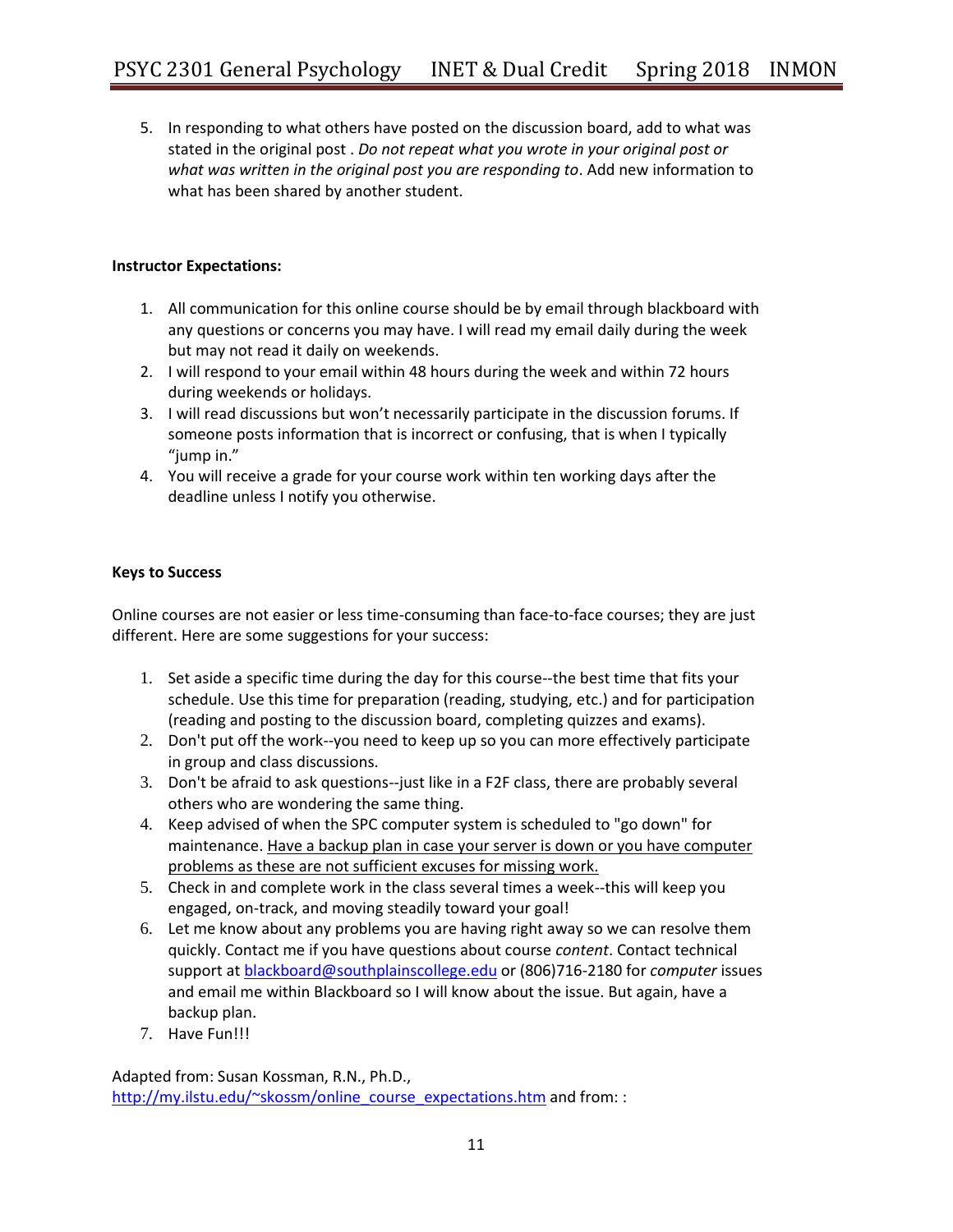5. In responding to what others have posted on the discussion board, add to what was stated in the original post . *Do not repeat what you wrote in your original post or what was written in the original post you are responding to*. Add new information to what has been shared by another student.

**Instructor Expectations:**

1. All communication for this online course should be by email through blackboard with any questions or concerns you may have. I will read my email daily during the week but may not read it daily on weekends.
2. I will respond to your email within 48 hours during the week and within 72 hours during weekends or holidays.
3. I will read discussions but won't necessarily participate in the discussion forums. If someone posts information that is incorrect or confusing, that is when I typically "jump in."
4. You will receive a grade for your course work within ten working days after the deadline unless I notify you otherwise.

**Keys to Success**

Online courses are not easier or less time-consuming than face-to-face courses; they are just different. Here are some suggestions for your success:

1. Set aside a specific time during the day for this course--the best time that fits your schedule. Use this time for preparation (reading, studying, etc.) and for participation (reading and posting to the discussion board, completing quizzes and exams).
2. Don't put off the work--you need to keep up so you can more effectively participate in group and class discussions.
3. Don't be afraid to ask questions--just like in a F2F class, there are probably several others who are wondering the same thing.
4. Keep advised of when the SPC computer system is scheduled to "go down" for maintenance. <u>Have a backup plan in case your server is down or you have computer problems as these are not sufficient excuses for missing work.</u>
5. Check in and complete work in the class several times a week--this will keep you engaged, on-track, and moving steadily toward your goal!
6. Let me know about any problems you are having right away so we can resolve them quickly. Contact me if you have questions about course *content*. Contact technical support at blackboard@southplainscollege.edu or (806)716-2180 for *computer* issues and email me within Blackboard so I will know about the issue. But again, have a backup plan.
7. Have Fun!!!

Adapted from: Susan Kossman, R.N., Ph.D., http://my.ilstu.edu/~skossm/online_course_expectations.htm and from: :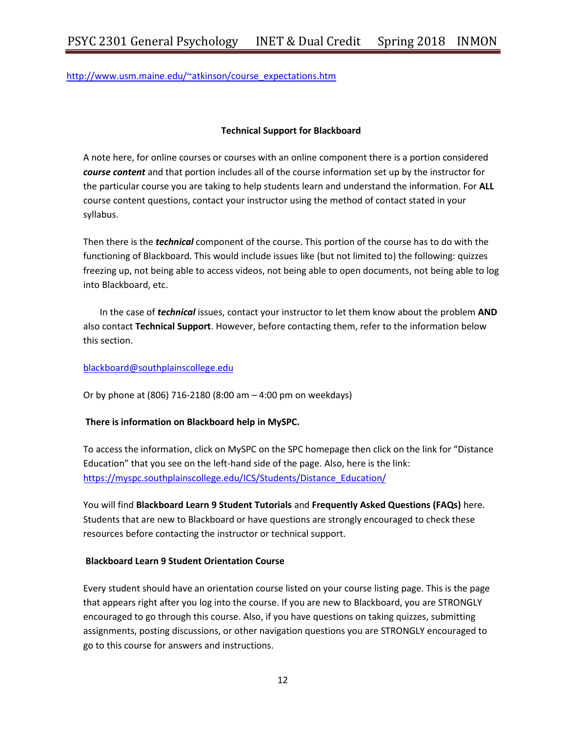http://www.usm.maine.edu/~atkinson/course_expectations.htm

**Technical Support for Blackboard**

A note here, for online courses or courses with an online component there is a portion considered ***course content*** and that portion includes all of the course information set up by the instructor for the particular course you are taking to help students learn and understand the information. For **ALL** course content questions, contact your instructor using the method of contact stated in your syllabus.

Then there is the ***technical*** component of the course. This portion of the course has to do with the functioning of Blackboard. This would include issues like (but not limited to) the following: quizzes freezing up, not being able to access videos, not being able to open documents, not being able to log into Blackboard, etc.

In the case of ***technical*** issues, contact your instructor to let them know about the problem **AND** also contact **Technical Support**. However, before contacting them, refer to the information below this section.

blackboard@southplainscollege.edu

Or by phone at (806) 716-2180 (8:00 am – 4:00 pm on weekdays)

**There is information on Blackboard help in MySPC.**

To access the information, click on MySPC on the SPC homepage then click on the link for "Distance Education" that you see on the left-hand side of the page. Also, here is the link: https://myspc.southplainscollege.edu/ICS/Students/Distance_Education/

You will find **Blackboard Learn 9 Student Tutorials** and **Frequently Asked Questions (FAQs)** here. Students that are new to Blackboard or have questions are strongly encouraged to check these resources before contacting the instructor or technical support.

**Blackboard Learn 9 Student Orientation Course**

Every student should have an orientation course listed on your course listing page. This is the page that appears right after you log into the course. If you are new to Blackboard, you are STRONGLY encouraged to go through this course. Also, if you have questions on taking quizzes, submitting assignments, posting discussions, or other navigation questions you are STRONGLY encouraged to go to this course for answers and instructions.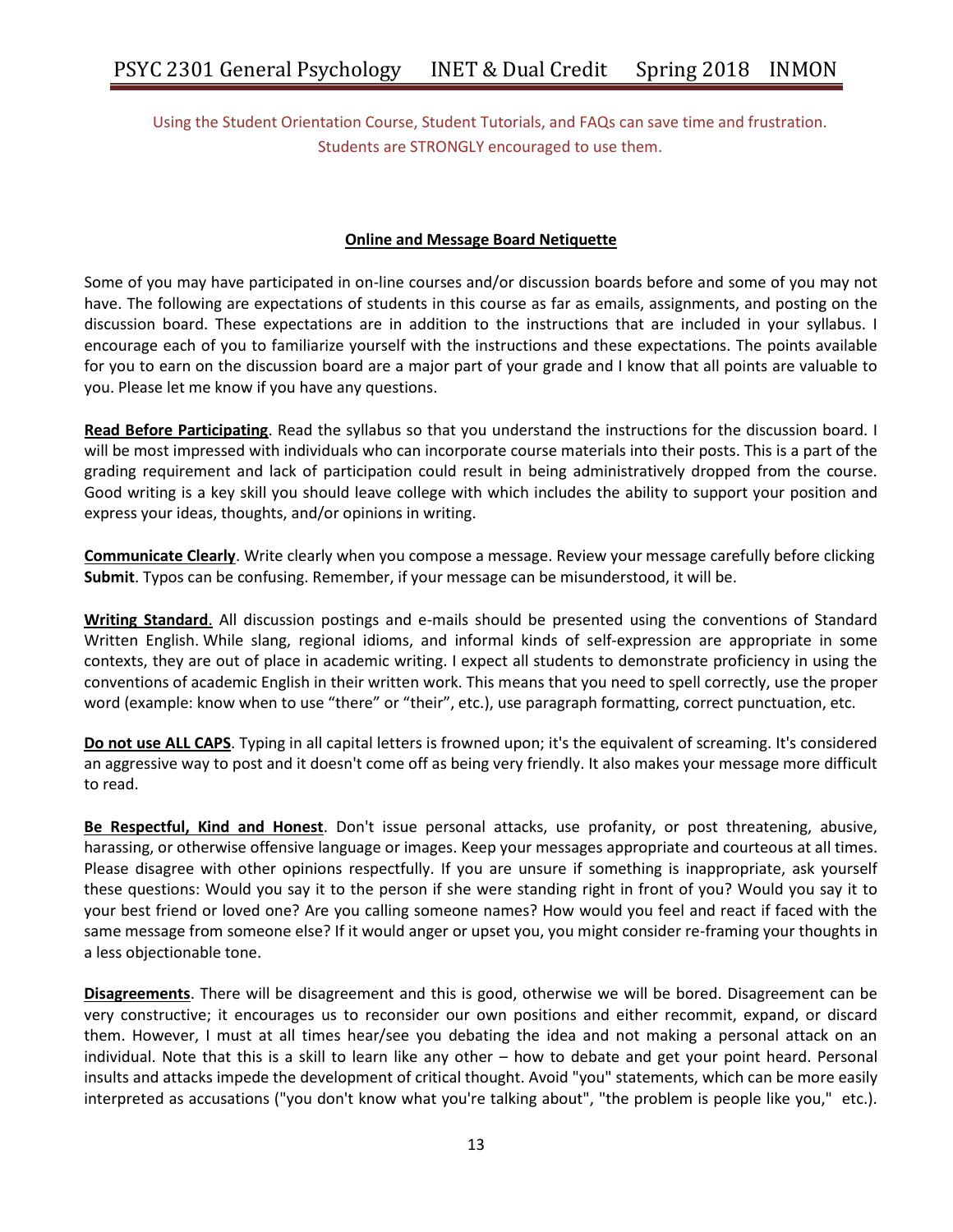Using the Student Orientation Course, Student Tutorials, and FAQs can save time and frustration. Students are STRONGLY encouraged to use them.

## Online and Message Board Netiquette

Some of you may have participated in on-line courses and/or discussion boards before and some of you may not have. The following are expectations of students in this course as far as emails, assignments, and posting on the discussion board. These expectations are in addition to the instructions that are included in your syllabus. I encourage each of you to familiarize yourself with the instructions and these expectations. The points available for you to earn on the discussion board are a major part of your grade and I know that all points are valuable to you. Please let me know if you have any questions.

**Read Before Participating**. Read the syllabus so that you understand the instructions for the discussion board. I will be most impressed with individuals who can incorporate course materials into their posts. This is a part of the grading requirement and lack of participation could result in being administratively dropped from the course. Good writing is a key skill you should leave college with which includes the ability to support your position and express your ideas, thoughts, and/or opinions in writing.

**Communicate Clearly**. Write clearly when you compose a message. Review your message carefully before clicking **Submit**. Typos can be confusing. Remember, if your message can be misunderstood, it will be.

**Writing Standard**. All discussion postings and e-mails should be presented using the conventions of Standard Written English. While slang, regional idioms, and informal kinds of self-expression are appropriate in some contexts, they are out of place in academic writing. I expect all students to demonstrate proficiency in using the conventions of academic English in their written work. This means that you need to spell correctly, use the proper word (example: know when to use "there" or "their", etc.), use paragraph formatting, correct punctuation, etc.

**Do not use ALL CAPS**. Typing in all capital letters is frowned upon; it's the equivalent of screaming. It's considered an aggressive way to post and it doesn't come off as being very friendly. It also makes your message more difficult to read.

**Be Respectful, Kind and Honest**. Don't issue personal attacks, use profanity, or post threatening, abusive, harassing, or otherwise offensive language or images. Keep your messages appropriate and courteous at all times. Please disagree with other opinions respectfully. If you are unsure if something is inappropriate, ask yourself these questions: Would you say it to the person if she were standing right in front of you? Would you say it to your best friend or loved one? Are you calling someone names? How would you feel and react if faced with the same message from someone else? If it would anger or upset you, you might consider re-framing your thoughts in a less objectionable tone.

**Disagreements**. There will be disagreement and this is good, otherwise we will be bored. Disagreement can be very constructive; it encourages us to reconsider our own positions and either recommit, expand, or discard them. However, I must at all times hear/see you debating the idea and not making a personal attack on an individual. Note that this is a skill to learn like any other – how to debate and get your point heard. Personal insults and attacks impede the development of critical thought. Avoid "you" statements, which can be more easily interpreted as accusations ("you don't know what you're talking about", "the problem is people like you," etc.).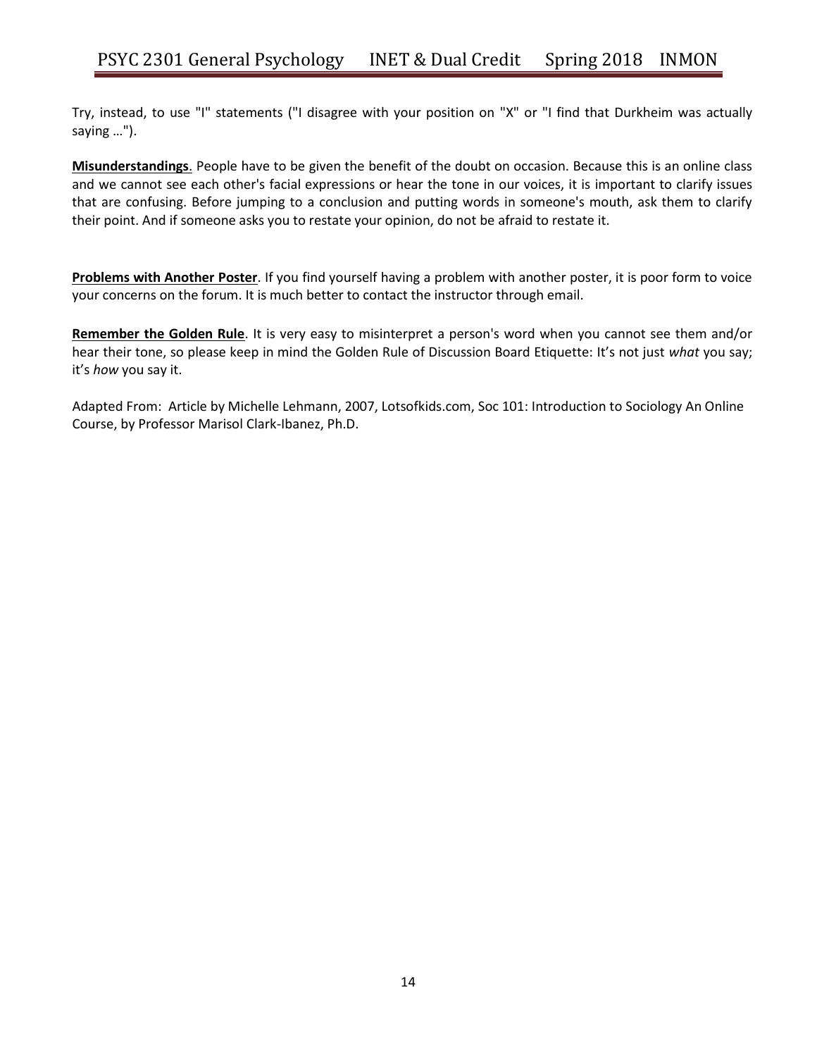Try, instead, to use "I" statements ("I disagree with your position on "X" or "I find that Durkheim was actually saying …").

**Misunderstandings**. People have to be given the benefit of the doubt on occasion. Because this is an online class and we cannot see each other's facial expressions or hear the tone in our voices, it is important to clarify issues that are confusing. Before jumping to a conclusion and putting words in someone's mouth, ask them to clarify their point. And if someone asks you to restate your opinion, do not be afraid to restate it.

**Problems with Another Poster**. If you find yourself having a problem with another poster, it is poor form to voice your concerns on the forum. It is much better to contact the instructor through email.

**Remember the Golden Rule**. It is very easy to misinterpret a person's word when you cannot see them and/or hear their tone, so please keep in mind the Golden Rule of Discussion Board Etiquette: It's not just *what* you say; it's *how* you say it.

Adapted From: Article by Michelle Lehmann, 2007, Lotsofkids.com, Soc 101: Introduction to Sociology An Online Course, by Professor Marisol Clark-Ibanez, Ph.D.